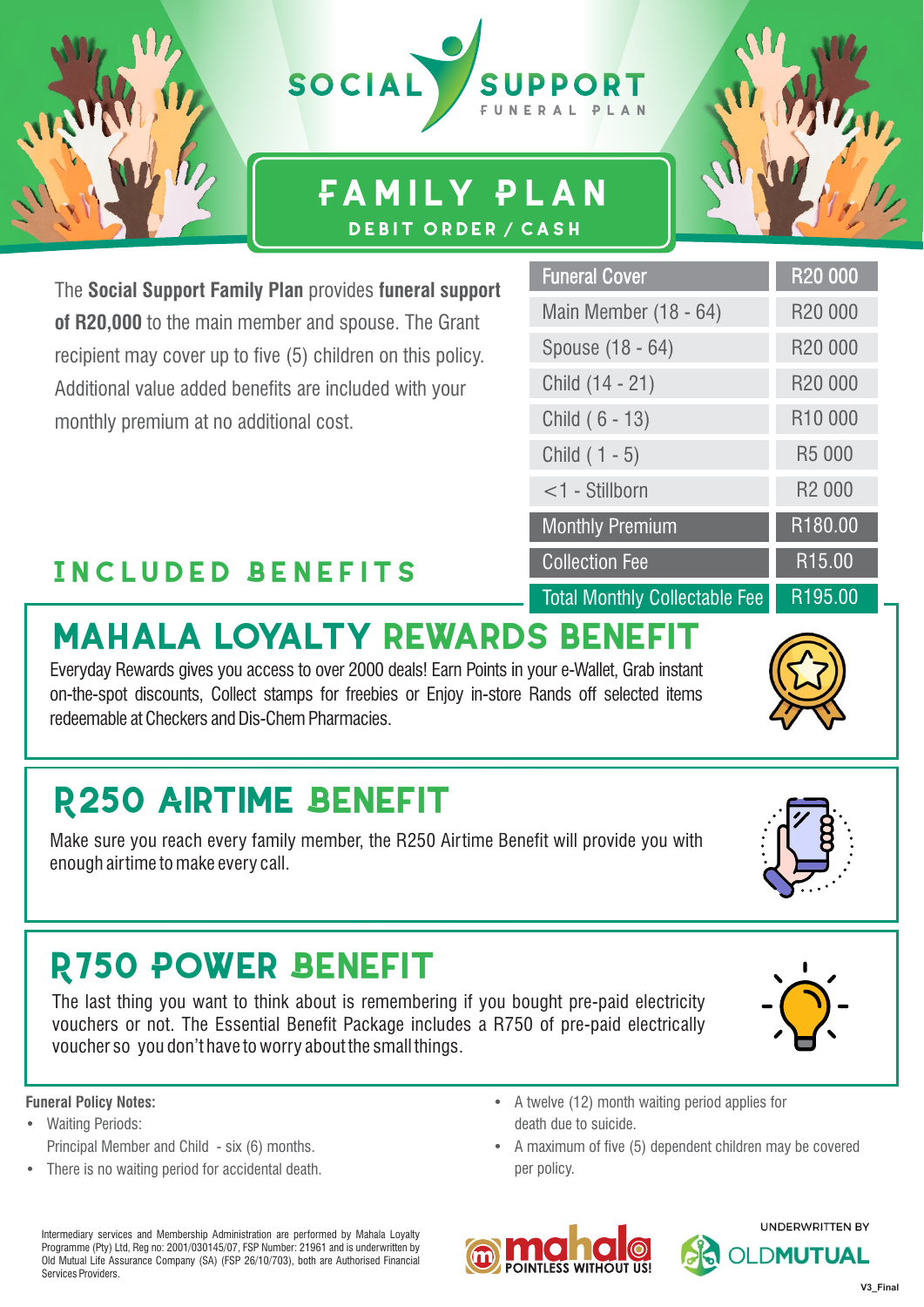# SOCIAL SUPPORT

FUNERAL PLAN

## FAMILY PLAN

DEBIT ORDER / CASH

The **Social Support Family Plan** provides **funeral support of R20,000** to the main member and spouse. The Grant recipient may cover up to five (5) children on this policy. Additional value added benefits are included with your monthly premium at no additional cost.

| Funeral Cover | R20 000 |
|---|---|
| Main Member (18 - 64) | R20 000 |
| Spouse (18 - 64) | R20 000 |
| Child (14 - 21) | R20 000 |
| Child ( 6 - 13) | R10 000 |
| Child ( 1 - 5) | R5 000 |
| <1 - Stillborn | R2 000 |
| Monthly Premium | R180.00 |
| Collection Fee | R15.00 |
| Total Monthly Collectable Fee | R195.00 |

## INCLUDED BENEFITS

### MAHALA LOYALTY REWARDS BENEFIT

Everyday Rewards gives you access to over 2000 deals! Earn Points in your e-Wallet, Grab instant on-the-spot discounts, Collect stamps for freebies or Enjoy in-store Rands off selected items redeemable at Checkers and Dis-Chem Pharmacies.

### R250 AIRTIME BENEFIT

Make sure you reach every family member, the R250 Airtime Benefit will provide you with enough airtime to make every call.

### R750 POWER BENEFIT

The last thing you want to think about is remembering if you bought pre-paid electricity vouchers or not. The Essential Benefit Package includes a R750 of pre-paid electrically voucher so you don't have to worry about the small things.

**Funeral Policy Notes:**

- Waiting Periods:
  Principal Member and Child - six (6) months.
- There is no waiting period for accidental death.
- A twelve (12) month waiting period applies for death due to suicide.
- A maximum of five (5) dependent children may be covered per policy.

Intermediary services and Membership Administration are performed by Mahala Loyalty Programme (Pty) Ltd, Reg no: 2001/030145/07, FSP Number: 21961 and is underwritten by Old Mutual Life Assurance Company (SA) (FSP 26/10/703), both are Authorised Financial Services Providers.

mahala POINTLESS WITHOUT US!

UNDERWRITTEN BY OLDMUTUAL

V3_Final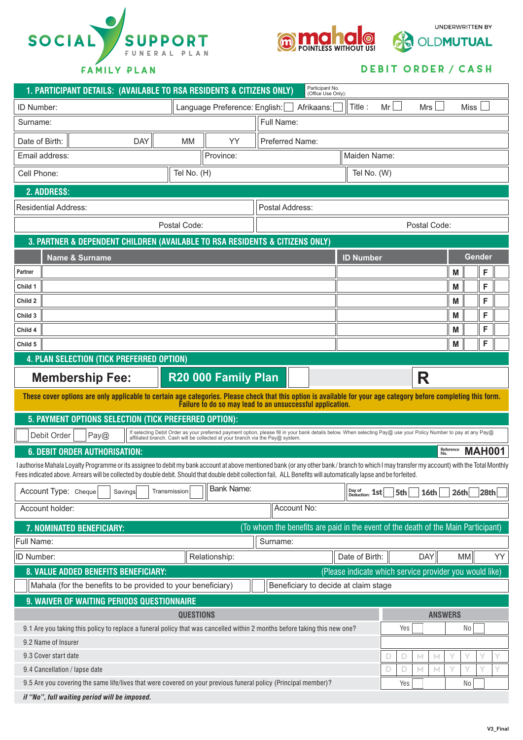SOCIAL SUPPORT FUNERAL PLAN

FAMILY PLAN

mahala POINTLESS WITHOUT US!

UNDERWRITTEN BY OLDMUTUAL

DEBIT ORDER / CASH

## 1. PARTICIPANT DETAILS: (AVAILABLE TO RSA RESIDENTS & CITIZENS ONLY)

Participant No. (Office Use Only):

| ID Number: | Language Preference: English: ☐ Afrikaans: ☐ | Title : Mr ☐ Mrs ☐ Miss ☐ |
|---|---|---|
| Surname: | Full Name: | |
| Date of Birth: DAY MM YY | Preferred Name: | |
| Email address: | Province: | Maiden Name: |
| Cell Phone: | Tel No. (H) | Tel No. (W) |

## 2. ADDRESS:

| Residential Address: | Postal Address: |
|---|---|
| Postal Code: | Postal Code: |

## 3. PARTNER & DEPENDENT CHILDREN (AVAILABLE TO RSA RESIDENTS & CITIZENS ONLY)

| | Name & Surname | ID Number | Gender | | | |
|---|---|---|---|---|---|---|
| Partner | | | M | | F | |
| Child 1 | | | M | | F | |
| Child 2 | | | M | | F | |
| Child 3 | | | M | | F | |
| Child 4 | | | M | | F | |
| Child 5 | | | M | | F | |

## 4. PLAN SELECTION (TICK PREFERRED OPTION)

| Membership Fee: | R20 000 Family Plan | ☐ | R |
|---|---|---|---|

**These cover options are only applicable to certain age categories. Please check that this option is available for your age category before completing this form. Failure to do so may lead to an unsuccessful application.**

## 5. PAYMENT OPTIONS SELECTION (TICK PREFERRED OPTION):

☐ Debit Order ☐ Pay@

If selecting Debit Order as your preferred payment option, please fill in your bank details below. When selecting Pay@ use your Policy Number to pay at any Pay@ affiliated branch. Cash will be collected at your branch via the Pay@ system.

## 6. DEBIT ORDER AUTHORISATION:

Reference No. **MAH001**

I authorise Mahala Loyalty Programme or its assignee to debit my bank account at above mentioned bank (or any other bank / branch to which I may transfer my account) with the Total Monthly Fees indicated above. Arrears will be collected by double debit. Should that double debit collection fail, ALL Benefits will automatically lapse and be forfeited.

| Account Type: Cheque ☐ Savings ☐ Transmission ☐ | Bank Name: | Day of Deduction: 1st ☐ 5th ☐ 16th ☐ 26th ☐ 28th ☐ |
|---|---|---|
| Account holder: | Account No: | |

## 7. NOMINATED BENEFICIARY:

(To whom the benefits are paid in the event of the death of the Main Participant)

| Full Name: | | Surname: | |
|---|---|---|---|
| ID Number: | Relationship: | Date of Birth: | DAY MM YY |

## 8. VALUE ADDED BENEFITS BENEFICIARY:

(Please indicate which service provider you would like)

☐ Mahala (for the benefits to be provided to your beneficiary) ☐ Beneficiary to decide at claim stage

## 9. WAIVER OF WAITING PERIODS QUESTIONNAIRE

| QUESTIONS | ANSWERS |
|---|---|
| 9.1 Are you taking this policy to replace a funeral policy that was cancelled within 2 months before taking this new one? | Yes ☐ No ☐ |
| 9.2 Name of Insurer | |
| 9.3 Cover start date | D D M M Y Y Y Y |
| 9.4 Cancellation / lapse date | D D M M Y Y Y Y |
| 9.5 Are you covering the same life/lives that were covered on your previous funeral policy (Principal member)? | Yes ☐ No ☐ |

***if "No", full waiting period will be imposed.***

V3_Final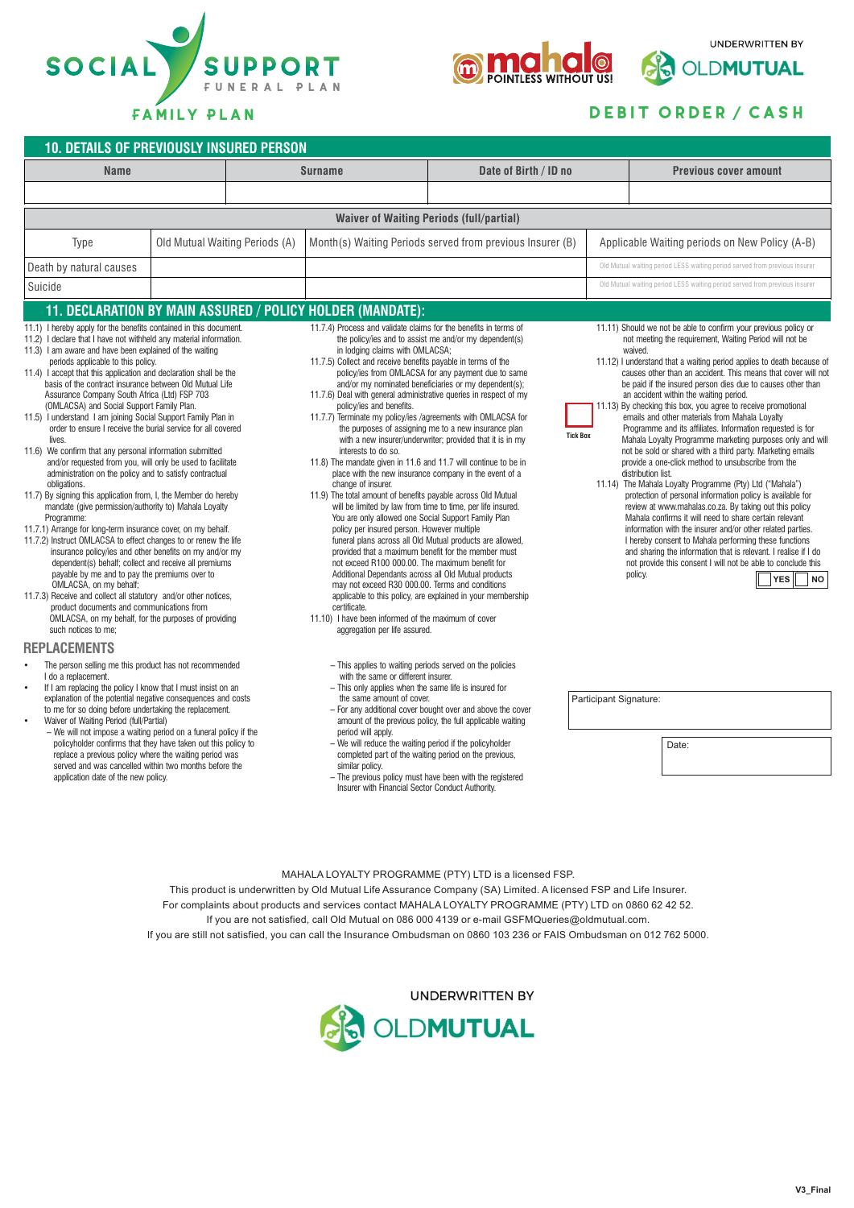SOCIAL SUPPORT FUNERAL PLAN

FAMILY PLAN

mahala POINTLESS WITHOUT US!

UNDERWRITTEN BY OLDMUTUAL

DEBIT ORDER / CASH

## 10. DETAILS OF PREVIOUSLY INSURED PERSON

| Name | Surname | Date of Birth / ID no | Previous cover amount |
|---|---|---|---|
| | | | |

| Waiver of Waiting Periods (full/partial) | | | |
|---|---|---|---|
| Type | Old Mutual Waiting Periods (A) | Month(s) Waiting Periods served from previous Insurer (B) | Applicable Waiting periods on New Policy (A-B) |
| Death by natural causes | | | Old Mutual waiting period LESS waiting period served from previous insurer |
| Suicide | | | Old Mutual waiting period LESS waiting period served from previous insurer |

## 11. DECLARATION BY MAIN ASSURED / POLICY HOLDER (MANDATE):

11.1) I hereby apply for the benefits contained in this document.

11.2) I declare that I have not withheld any material information.

11.3) I am aware and have been explained of the waiting periods applicable to this policy.

11.4) I accept that this application and declaration shall be the basis of the contract insurance between Old Mutual Life Assurance Company South Africa (Ltd) FSP 703 (OMLACSA) and Social Support Family Plan.

11.5) I understand I am joining Social Support Family Plan in order to ensure I receive the burial service for all covered lives.

11.6) We confirm that any personal information submitted and/or requested from you, will only be used to facilitate administration on the policy and to satisfy contractual obligations.

11.7) By signing this application from, I, the Member do hereby mandate (give permission/authority to) Mahala Loyalty Programme:

11.7.1) Arrange for long-term insurance cover, on my behalf.

11.7.2) Instruct OMLACSA to effect changes to or renew the life insurance policy/ies and other benefits on my and/or my dependent(s) behalf; collect and receive all premiums payable by me and to pay the premiums over to OMLACSA, on my behalf;

11.7.3) Receive and collect all statutory and/or other notices, product documents and communications from OMLACSA, on my behalf, for the purposes of providing such notices to me;

11.7.4) Process and validate claims for the benefits in terms of the policy/ies and to assist me and/or my dependent(s) in lodging claims with OMLACSA;

11.7.5) Collect and receive benefits payable in terms of the policy/ies from OMLACSA for any payment due to same and/or my nominated beneficiaries or my dependent(s);

11.7.6) Deal with general administrative queries in respect of my policy/ies and benefits.

11.7.7) Terminate my policy/ies /agreements with OMLACSA for the purposes of assigning me to a new insurance plan with a new insurer/underwriter; provided that it is in my interests to do so.

11.8) The mandate given in 11.6 and 11.7 will continue to be in place with the new insurance company in the event of a change of insurer.

11.9) The total amount of benefits payable across Old Mutual will be limited by law from time to time, per life insured. You are only allowed one Social Support Family Plan policy per insured person. However multiple funeral plans across all Old Mutual products are allowed, provided that a maximum benefit for the member must not exceed R100 000.00. The maximum benefit for Additional Dependants across all Old Mutual products may not exceed R30 000.00. Terms and conditions applicable to this policy, are explained in your membership certificate.

11.10) I have been informed of the maximum of cover aggregation per life assured.

11.11) Should we not be able to confirm your previous policy or not meeting the requirement, Waiting Period will not be waived.

11.12) I understand that a waiting period applies to death because of causes other than an accident. This means that cover will not be paid if the insured person dies due to causes other than an accident within the waiting period.

11.13) By checking this box, you agree to receive promotional emails and other materials from Mahala Loyalty Programme and its affiliates. Information requested is for Mahala Loyalty Programme marketing purposes only and will not be sold or shared with a third party. Marketing emails provide a one-click method to unsubscribe from the distribution list. ☐ Tick Box

11.14) The Mahala Loyalty Programme (Pty) Ltd ("Mahala") protection of personal information policy is available for review at www.mahalas.co.za. By taking out this policy Mahala confirms it will need to share certain relevant information with the insurer and/or other related parties. I hereby consent to Mahala performing these functions and sharing the information that is relevant. I realise if I do not provide this consent I will not be able to conclude this policy. ☐ YES ☐ NO

### REPLACEMENTS

- The person selling me this product has not recommended I do a replacement.
- If I am replacing the policy I know that I must insist on an explanation of the potential negative consequences and costs to me for so doing before undertaking the replacement.
- Waiver of Waiting Period (full/Partial)
  - We will not impose a waiting period on a funeral policy if the policyholder confirms that they have taken out this policy to replace a previous policy where the waiting period was served and was cancelled within two months before the application date of the new policy.
  - This applies to waiting periods served on the policies with the same or different insurer.
  - This only applies when the same life is insured for the same amount of cover.
  - For any additional cover bought over and above the cover amount of the previous policy, the full applicable waiting period will apply.
  - We will reduce the waiting period if the policyholder completed part of the waiting period on the previous, similar policy.
  - The previous policy must have been with the registered Insurer with Financial Sector Conduct Authority.

Participant Signature:

Date:

MAHALA LOYALTY PROGRAMME (PTY) LTD is a licensed FSP.
This product is underwritten by Old Mutual Life Assurance Company (SA) Limited. A licensed FSP and Life Insurer.
For complaints about products and services contact MAHALA LOYALTY PROGRAMME (PTY) LTD on 0860 62 42 52.
If you are not satisfied, call Old Mutual on 086 000 4139 or e-mail GSFMQueries@oldmutual.com.
If you are still not satisfied, you can call the Insurance Ombudsman on 0860 103 236 or FAIS Ombudsman on 012 762 5000.

UNDERWRITTEN BY OLDMUTUAL

V3_Final